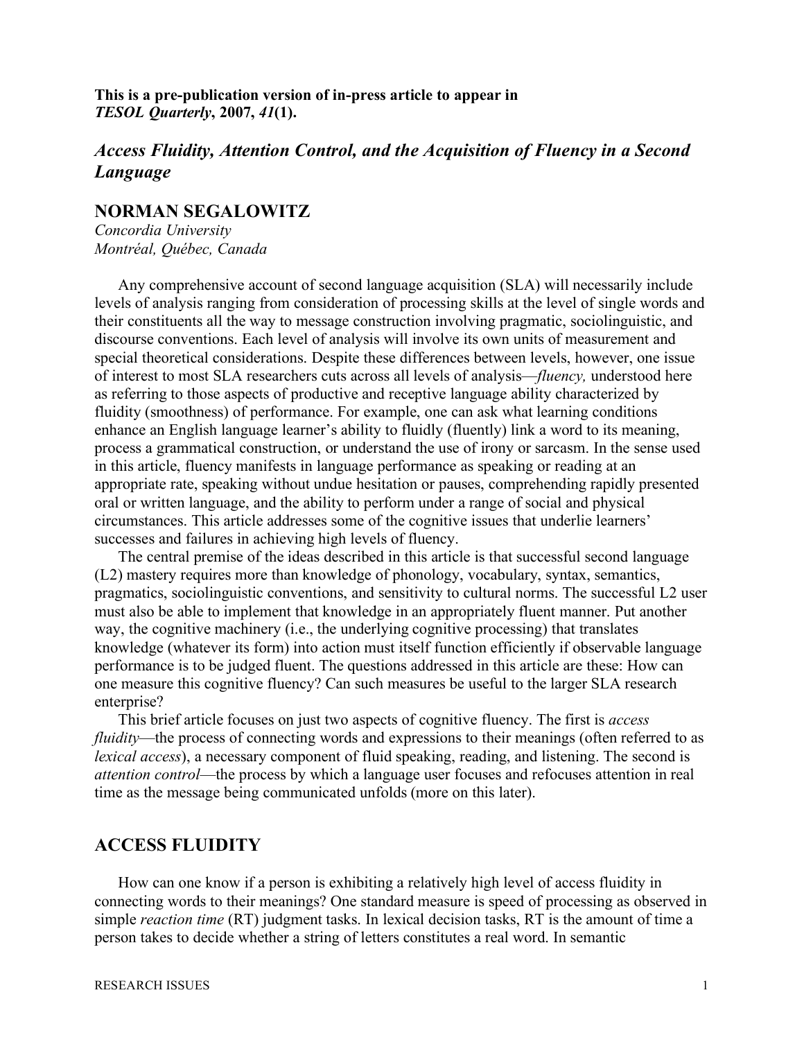**This is a pre-publication version of in-press article to appear in *TESOL Quarterly*, 2007, *41*(1).**

# *Access Fluidity, Attention Control, and the Acquisition of Fluency in a Second Language*

## NORMAN SEGALOWITZ

*Concordia University*
*Montréal, Québec, Canada*

Any comprehensive account of second language acquisition (SLA) will necessarily include levels of analysis ranging from consideration of processing skills at the level of single words and their constituents all the way to message construction involving pragmatic, sociolinguistic, and discourse conventions. Each level of analysis will involve its own units of measurement and special theoretical considerations. Despite these differences between levels, however, one issue of interest to most SLA researchers cuts across all levels of analysis—*fluency,* understood here as referring to those aspects of productive and receptive language ability characterized by fluidity (smoothness) of performance. For example, one can ask what learning conditions enhance an English language learner's ability to fluidly (fluently) link a word to its meaning, process a grammatical construction, or understand the use of irony or sarcasm. In the sense used in this article, fluency manifests in language performance as speaking or reading at an appropriate rate, speaking without undue hesitation or pauses, comprehending rapidly presented oral or written language, and the ability to perform under a range of social and physical circumstances. This article addresses some of the cognitive issues that underlie learners' successes and failures in achieving high levels of fluency.

The central premise of the ideas described in this article is that successful second language (L2) mastery requires more than knowledge of phonology, vocabulary, syntax, semantics, pragmatics, sociolinguistic conventions, and sensitivity to cultural norms. The successful L2 user must also be able to implement that knowledge in an appropriately fluent manner. Put another way, the cognitive machinery (i.e., the underlying cognitive processing) that translates knowledge (whatever its form) into action must itself function efficiently if observable language performance is to be judged fluent. The questions addressed in this article are these: How can one measure this cognitive fluency? Can such measures be useful to the larger SLA research enterprise?

This brief article focuses on just two aspects of cognitive fluency. The first is *access fluidity*—the process of connecting words and expressions to their meanings (often referred to as *lexical access*), a necessary component of fluid speaking, reading, and listening. The second is *attention control*—the process by which a language user focuses and refocuses attention in real time as the message being communicated unfolds (more on this later).

## ACCESS FLUIDITY

How can one know if a person is exhibiting a relatively high level of access fluidity in connecting words to their meanings? One standard measure is speed of processing as observed in simple *reaction time* (RT) judgment tasks. In lexical decision tasks, RT is the amount of time a person takes to decide whether a string of letters constitutes a real word. In semantic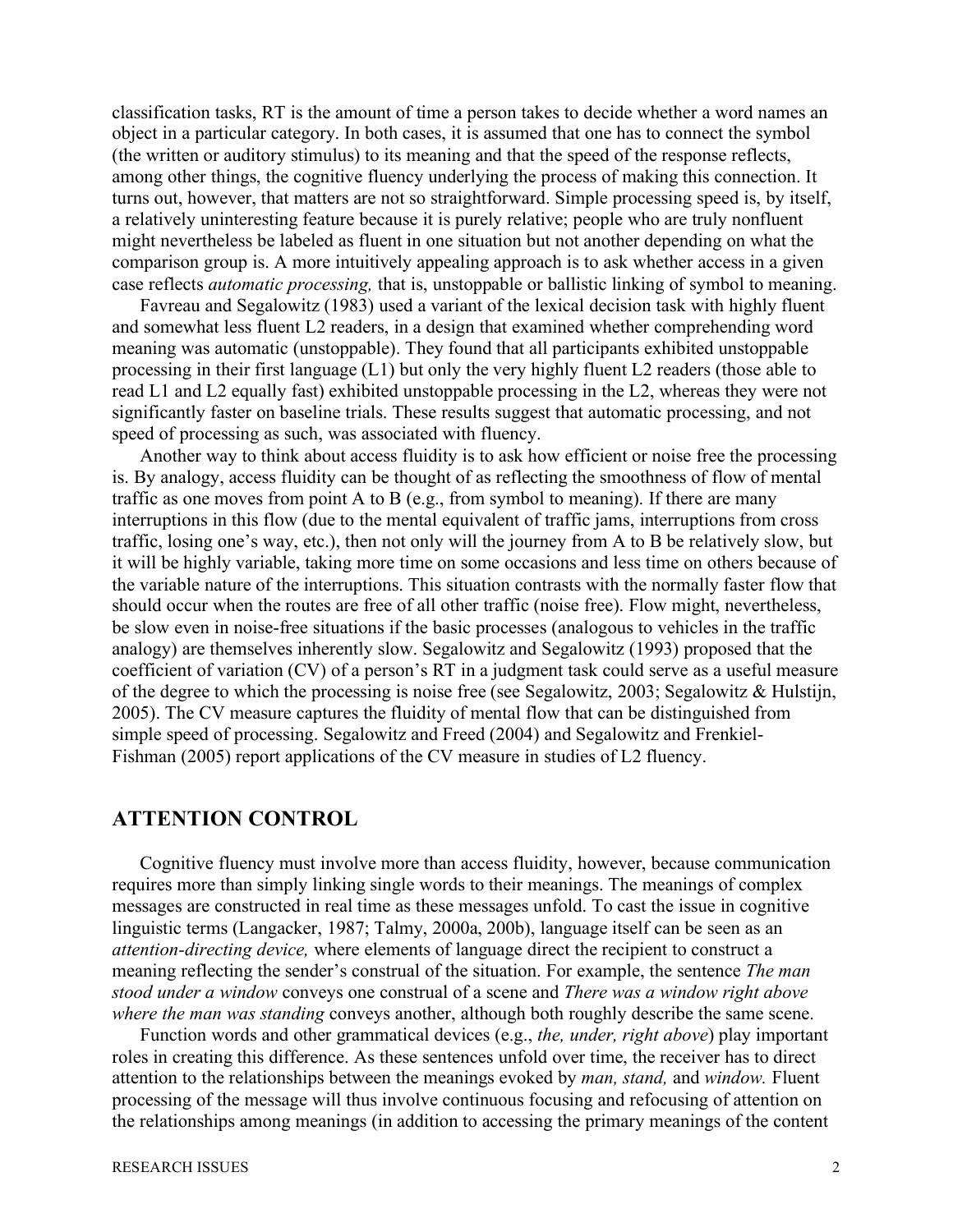classification tasks, RT is the amount of time a person takes to decide whether a word names an object in a particular category. In both cases, it is assumed that one has to connect the symbol (the written or auditory stimulus) to its meaning and that the speed of the response reflects, among other things, the cognitive fluency underlying the process of making this connection. It turns out, however, that matters are not so straightforward. Simple processing speed is, by itself, a relatively uninteresting feature because it is purely relative; people who are truly nonfluent might nevertheless be labeled as fluent in one situation but not another depending on what the comparison group is. A more intuitively appealing approach is to ask whether access in a given case reflects *automatic processing,* that is, unstoppable or ballistic linking of symbol to meaning.

Favreau and Segalowitz (1983) used a variant of the lexical decision task with highly fluent and somewhat less fluent L2 readers, in a design that examined whether comprehending word meaning was automatic (unstoppable). They found that all participants exhibited unstoppable processing in their first language (L1) but only the very highly fluent L2 readers (those able to read L1 and L2 equally fast) exhibited unstoppable processing in the L2, whereas they were not significantly faster on baseline trials. These results suggest that automatic processing, and not speed of processing as such, was associated with fluency.

Another way to think about access fluidity is to ask how efficient or noise free the processing is. By analogy, access fluidity can be thought of as reflecting the smoothness of flow of mental traffic as one moves from point A to B (e.g., from symbol to meaning). If there are many interruptions in this flow (due to the mental equivalent of traffic jams, interruptions from cross traffic, losing one's way, etc.), then not only will the journey from A to B be relatively slow, but it will be highly variable, taking more time on some occasions and less time on others because of the variable nature of the interruptions. This situation contrasts with the normally faster flow that should occur when the routes are free of all other traffic (noise free). Flow might, nevertheless, be slow even in noise-free situations if the basic processes (analogous to vehicles in the traffic analogy) are themselves inherently slow. Segalowitz and Segalowitz (1993) proposed that the coefficient of variation (CV) of a person's RT in a judgment task could serve as a useful measure of the degree to which the processing is noise free (see Segalowitz, 2003; Segalowitz & Hulstijn, 2005). The CV measure captures the fluidity of mental flow that can be distinguished from simple speed of processing. Segalowitz and Freed (2004) and Segalowitz and Frenkiel-Fishman (2005) report applications of the CV measure in studies of L2 fluency.

## ATTENTION CONTROL

Cognitive fluency must involve more than access fluidity, however, because communication requires more than simply linking single words to their meanings. The meanings of complex messages are constructed in real time as these messages unfold. To cast the issue in cognitive linguistic terms (Langacker, 1987; Talmy, 2000a, 200b), language itself can be seen as an *attention-directing device,* where elements of language direct the recipient to construct a meaning reflecting the sender's construal of the situation. For example, the sentence *The man stood under a window* conveys one construal of a scene and *There was a window right above where the man was standing* conveys another, although both roughly describe the same scene.

Function words and other grammatical devices (e.g., *the, under, right above*) play important roles in creating this difference. As these sentences unfold over time, the receiver has to direct attention to the relationships between the meanings evoked by *man, stand,* and *window.* Fluent processing of the message will thus involve continuous focusing and refocusing of attention on the relationships among meanings (in addition to accessing the primary meanings of the content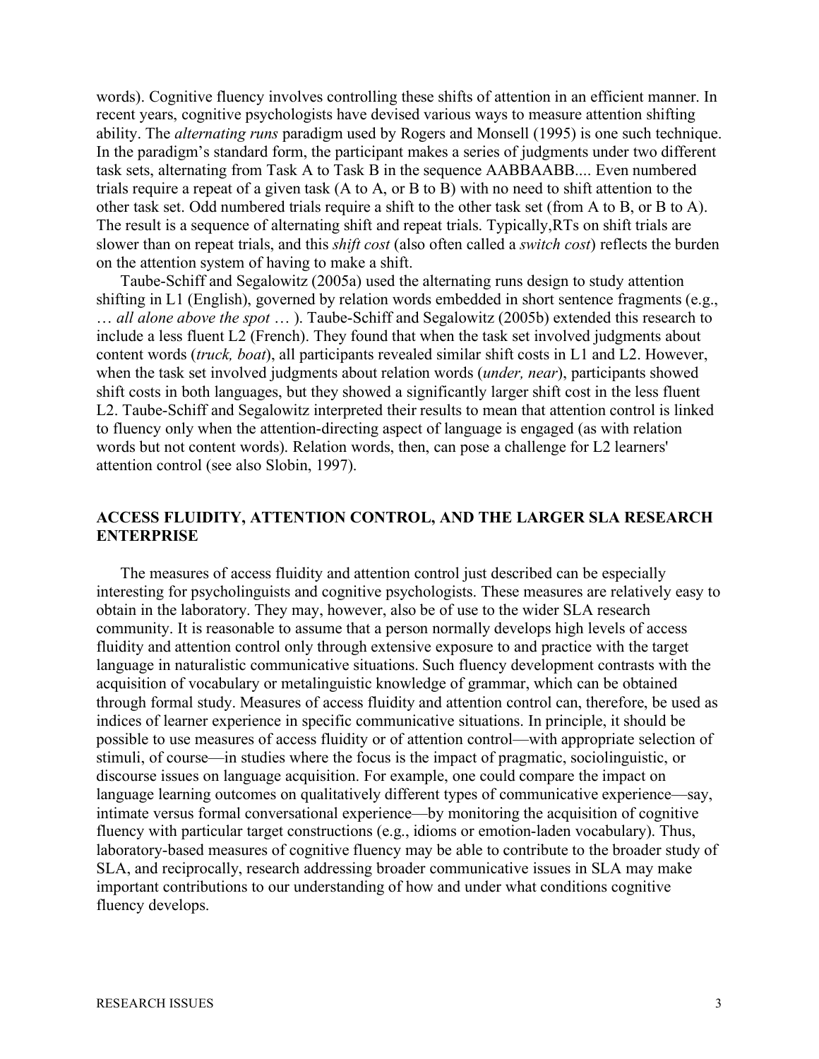words). Cognitive fluency involves controlling these shifts of attention in an efficient manner. In recent years, cognitive psychologists have devised various ways to measure attention shifting ability. The *alternating runs* paradigm used by Rogers and Monsell (1995) is one such technique. In the paradigm's standard form, the participant makes a series of judgments under two different task sets, alternating from Task A to Task B in the sequence AABBAABB.... Even numbered trials require a repeat of a given task (A to A, or B to B) with no need to shift attention to the other task set. Odd numbered trials require a shift to the other task set (from A to B, or B to A). The result is a sequence of alternating shift and repeat trials. Typically,RTs on shift trials are slower than on repeat trials, and this *shift cost* (also often called a *switch cost*) reflects the burden on the attention system of having to make a shift.

Taube-Schiff and Segalowitz (2005a) used the alternating runs design to study attention shifting in L1 (English), governed by relation words embedded in short sentence fragments (e.g., … *all alone above the spot* … ). Taube-Schiff and Segalowitz (2005b) extended this research to include a less fluent L2 (French). They found that when the task set involved judgments about content words (*truck, boat*), all participants revealed similar shift costs in L1 and L2. However, when the task set involved judgments about relation words (*under, near*), participants showed shift costs in both languages, but they showed a significantly larger shift cost in the less fluent L2. Taube-Schiff and Segalowitz interpreted their results to mean that attention control is linked to fluency only when the attention-directing aspect of language is engaged (as with relation words but not content words). Relation words, then, can pose a challenge for L2 learners' attention control (see also Slobin, 1997).

## ACCESS FLUIDITY, ATTENTION CONTROL, AND THE LARGER SLA RESEARCH ENTERPRISE

The measures of access fluidity and attention control just described can be especially interesting for psycholinguists and cognitive psychologists. These measures are relatively easy to obtain in the laboratory. They may, however, also be of use to the wider SLA research community. It is reasonable to assume that a person normally develops high levels of access fluidity and attention control only through extensive exposure to and practice with the target language in naturalistic communicative situations. Such fluency development contrasts with the acquisition of vocabulary or metalinguistic knowledge of grammar, which can be obtained through formal study. Measures of access fluidity and attention control can, therefore, be used as indices of learner experience in specific communicative situations. In principle, it should be possible to use measures of access fluidity or of attention control—with appropriate selection of stimuli, of course—in studies where the focus is the impact of pragmatic, sociolinguistic, or discourse issues on language acquisition. For example, one could compare the impact on language learning outcomes on qualitatively different types of communicative experience—say, intimate versus formal conversational experience—by monitoring the acquisition of cognitive fluency with particular target constructions (e.g., idioms or emotion-laden vocabulary). Thus, laboratory-based measures of cognitive fluency may be able to contribute to the broader study of SLA, and reciprocally, research addressing broader communicative issues in SLA may make important contributions to our understanding of how and under what conditions cognitive fluency develops.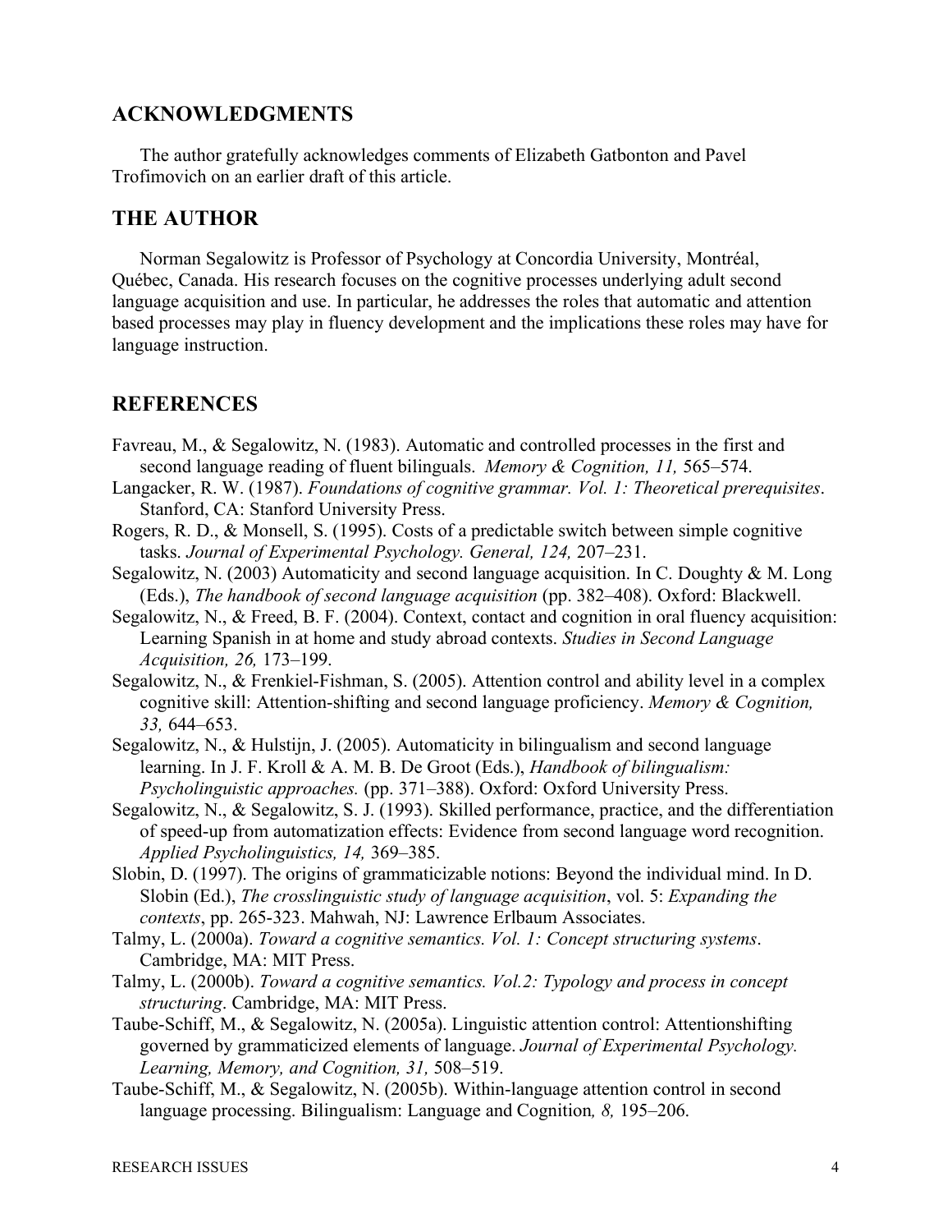## ACKNOWLEDGMENTS

The author gratefully acknowledges comments of Elizabeth Gatbonton and Pavel Trofimovich on an earlier draft of this article.

## THE AUTHOR

Norman Segalowitz is Professor of Psychology at Concordia University, Montréal, Québec, Canada. His research focuses on the cognitive processes underlying adult second language acquisition and use. In particular, he addresses the roles that automatic and attention based processes may play in fluency development and the implications these roles may have for language instruction.

## REFERENCES

Favreau, M., & Segalowitz, N. (1983). Automatic and controlled processes in the first and second language reading of fluent bilinguals. *Memory & Cognition, 11,* 565–574.

Langacker, R. W. (1987). *Foundations of cognitive grammar. Vol. 1: Theoretical prerequisites*. Stanford, CA: Stanford University Press.

Rogers, R. D., & Monsell, S. (1995). Costs of a predictable switch between simple cognitive tasks. *Journal of Experimental Psychology. General, 124,* 207–231.

Segalowitz, N. (2003) Automaticity and second language acquisition. In C. Doughty & M. Long (Eds.), *The handbook of second language acquisition* (pp. 382–408). Oxford: Blackwell.

Segalowitz, N., & Freed, B. F. (2004). Context, contact and cognition in oral fluency acquisition: Learning Spanish in at home and study abroad contexts. *Studies in Second Language Acquisition, 26,* 173–199.

Segalowitz, N., & Frenkiel-Fishman, S. (2005). Attention control and ability level in a complex cognitive skill: Attention-shifting and second language proficiency. *Memory & Cognition, 33,* 644–653.

Segalowitz, N., & Hulstijn, J. (2005). Automaticity in bilingualism and second language learning. In J. F. Kroll & A. M. B. De Groot (Eds.), *Handbook of bilingualism: Psycholinguistic approaches.* (pp. 371–388). Oxford: Oxford University Press.

Segalowitz, N., & Segalowitz, S. J. (1993). Skilled performance, practice, and the differentiation of speed-up from automatization effects: Evidence from second language word recognition. *Applied Psycholinguistics, 14,* 369–385.

Slobin, D. (1997). The origins of grammaticizable notions: Beyond the individual mind. In D. Slobin (Ed.), *The crosslinguistic study of language acquisition*, vol. 5: *Expanding the contexts*, pp. 265-323. Mahwah, NJ: Lawrence Erlbaum Associates.

Talmy, L. (2000a). *Toward a cognitive semantics. Vol. 1: Concept structuring systems*. Cambridge, MA: MIT Press.

Talmy, L. (2000b). *Toward a cognitive semantics. Vol.2: Typology and process in concept structuring*. Cambridge, MA: MIT Press.

Taube-Schiff, M., & Segalowitz, N. (2005a). Linguistic attention control: Attentionshifting governed by grammaticized elements of language. *Journal of Experimental Psychology. Learning, Memory, and Cognition, 31,* 508–519.

Taube-Schiff, M., & Segalowitz, N. (2005b). Within-language attention control in second language processing. Bilingualism: Language and Cognition*, 8,* 195–206.